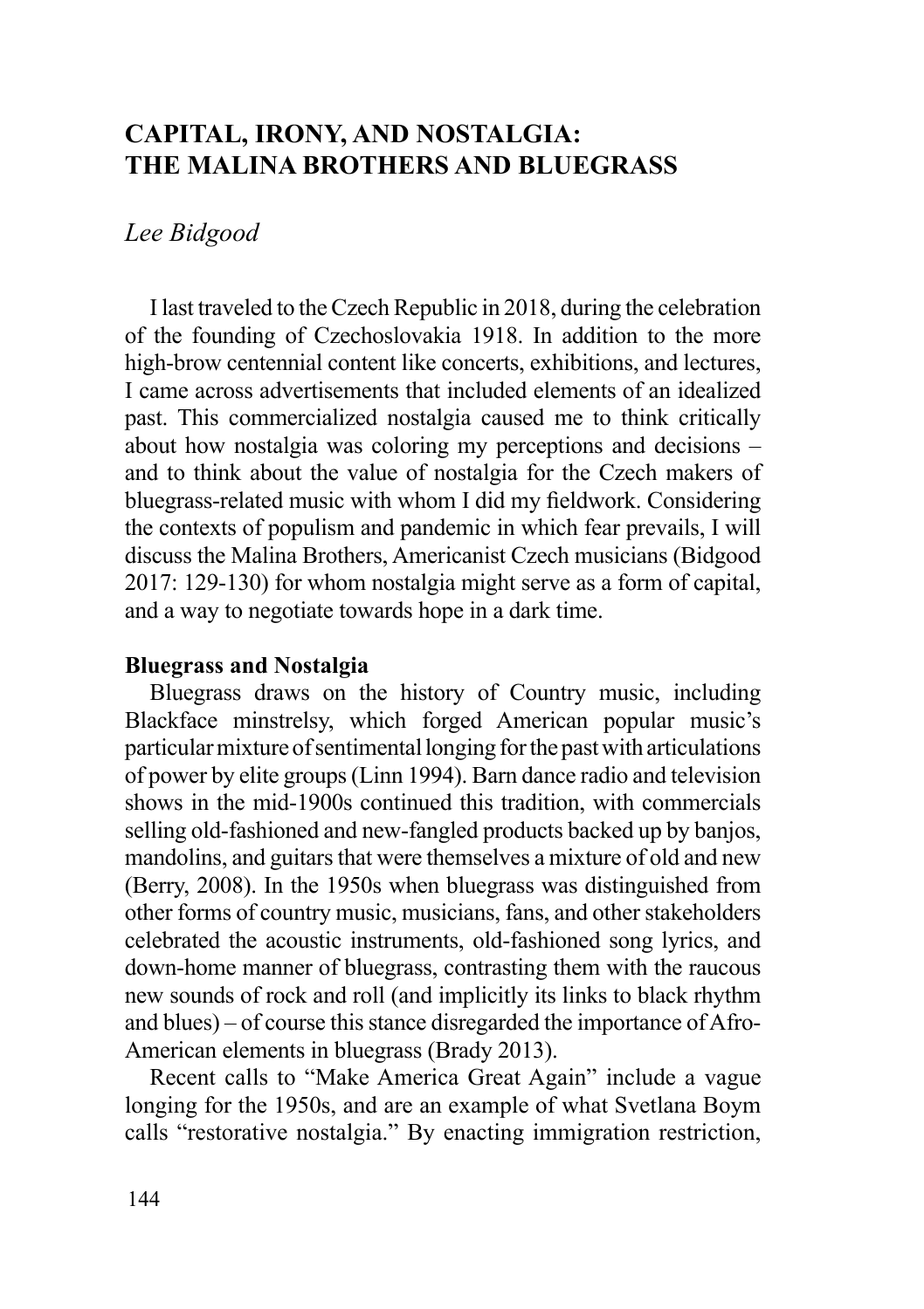# CAPITAL, IRONY, AND NOSTALGIA: THE MALINA BROTHERS AND BLUEGRASS

*Lee Bidgood*

I last traveled to the Czech Republic in 2018, during the celebration of the founding of Czechoslovakia 1918. In addition to the more high-brow centennial content like concerts, exhibitions, and lectures, I came across advertisements that included elements of an idealized past. This commercialized nostalgia caused me to think critically about how nostalgia was coloring my perceptions and decisions – and to think about the value of nostalgia for the Czech makers of bluegrass-related music with whom I did my fieldwork. Considering the contexts of populism and pandemic in which fear prevails, I will discuss the Malina Brothers, Americanist Czech musicians (Bidgood 2017: 129-130) for whom nostalgia might serve as a form of capital, and a way to negotiate towards hope in a dark time.

## Bluegrass and Nostalgia

Bluegrass draws on the history of Country music, including Blackface minstrelsy, which forged American popular music's particular mixture of sentimental longing for the past with articulations of power by elite groups (Linn 1994). Barn dance radio and television shows in the mid-1900s continued this tradition, with commercials selling old-fashioned and new-fangled products backed up by banjos, mandolins, and guitars that were themselves a mixture of old and new (Berry, 2008). In the 1950s when bluegrass was distinguished from other forms of country music, musicians, fans, and other stakeholders celebrated the acoustic instruments, old-fashioned song lyrics, and down-home manner of bluegrass, contrasting them with the raucous new sounds of rock and roll (and implicitly its links to black rhythm and blues) – of course this stance disregarded the importance of Afro-American elements in bluegrass (Brady 2013).

Recent calls to "Make America Great Again" include a vague longing for the 1950s, and are an example of what Svetlana Boym calls "restorative nostalgia." By enacting immigration restriction,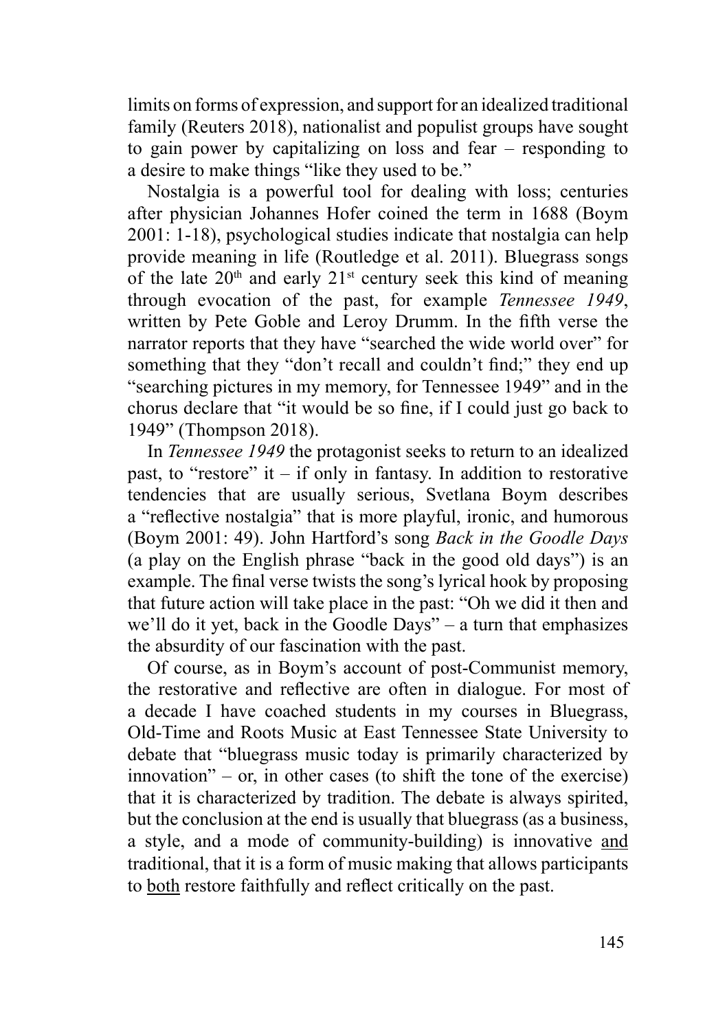limits on forms of expression, and support for an idealized traditional family (Reuters 2018), nationalist and populist groups have sought to gain power by capitalizing on loss and fear – responding to a desire to make things "like they used to be."

Nostalgia is a powerful tool for dealing with loss; centuries after physician Johannes Hofer coined the term in 1688 (Boym 2001: 1-18), psychological studies indicate that nostalgia can help provide meaning in life (Routledge et al. 2011). Bluegrass songs of the late 20th and early 21st century seek this kind of meaning through evocation of the past, for example *Tennessee 1949*, written by Pete Goble and Leroy Drumm. In the fifth verse the narrator reports that they have "searched the wide world over" for something that they "don't recall and couldn't find;" they end up "searching pictures in my memory, for Tennessee 1949" and in the chorus declare that "it would be so fine, if I could just go back to 1949" (Thompson 2018).

In *Tennessee 1949* the protagonist seeks to return to an idealized past, to "restore" it – if only in fantasy. In addition to restorative tendencies that are usually serious, Svetlana Boym describes a "reflective nostalgia" that is more playful, ironic, and humorous (Boym 2001: 49). John Hartford's song *Back in the Goodle Days* (a play on the English phrase "back in the good old days") is an example. The final verse twists the song's lyrical hook by proposing that future action will take place in the past: "Oh we did it then and we'll do it yet, back in the Goodle Days" – a turn that emphasizes the absurdity of our fascination with the past.

Of course, as in Boym's account of post-Communist memory, the restorative and reflective are often in dialogue. For most of a decade I have coached students in my courses in Bluegrass, Old-Time and Roots Music at East Tennessee State University to debate that "bluegrass music today is primarily characterized by innovation" – or, in other cases (to shift the tone of the exercise) that it is characterized by tradition. The debate is always spirited, but the conclusion at the end is usually that bluegrass (as a business, a style, and a mode of community-building) is innovative <u>and</u> traditional, that it is a form of music making that allows participants to <u>both</u> restore faithfully and reflect critically on the past.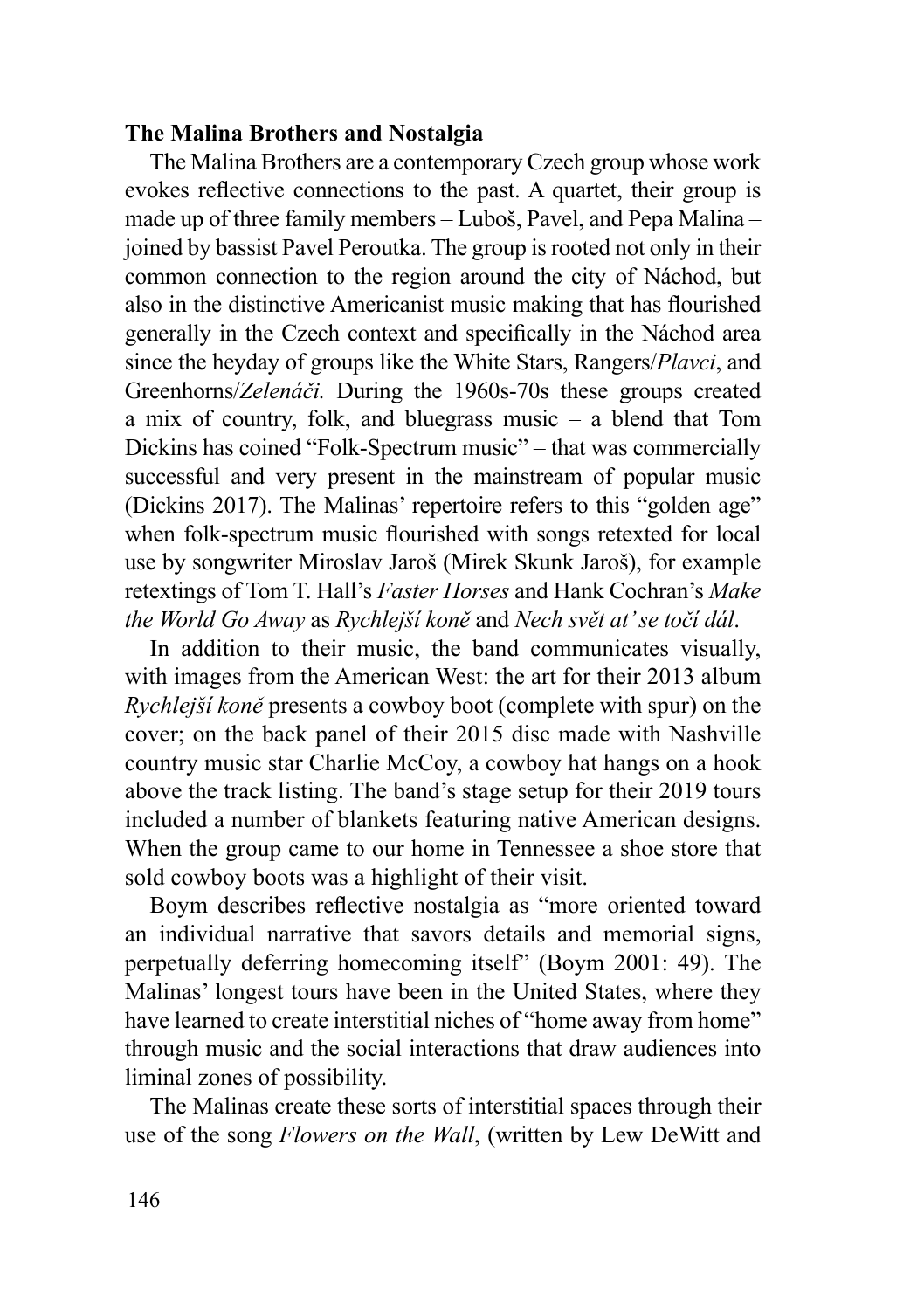**The Malina Brothers and Nostalgia**

The Malina Brothers are a contemporary Czech group whose work evokes reflective connections to the past. A quartet, their group is made up of three family members – Luboš, Pavel, and Pepa Malina – joined by bassist Pavel Peroutka. The group is rooted not only in their common connection to the region around the city of Náchod, but also in the distinctive Americanist music making that has flourished generally in the Czech context and specifically in the Náchod area since the heyday of groups like the White Stars, Rangers/*Plavci*, and Greenhorns/*Zelenáči.* During the 1960s-70s these groups created a mix of country, folk, and bluegrass music – a blend that Tom Dickins has coined "Folk-Spectrum music" – that was commercially successful and very present in the mainstream of popular music (Dickins 2017). The Malinas' repertoire refers to this "golden age" when folk-spectrum music flourished with songs retexted for local use by songwriter Miroslav Jaroš (Mirek Skunk Jaroš), for example retextings of Tom T. Hall's *Faster Horses* and Hank Cochran's *Make the World Go Away* as *Rychlejší koně* and *Nech svět ať se točí dál*.

In addition to their music, the band communicates visually, with images from the American West: the art for their 2013 album *Rychlejší koně* presents a cowboy boot (complete with spur) on the cover; on the back panel of their 2015 disc made with Nashville country music star Charlie McCoy, a cowboy hat hangs on a hook above the track listing. The band's stage setup for their 2019 tours included a number of blankets featuring native American designs. When the group came to our home in Tennessee a shoe store that sold cowboy boots was a highlight of their visit.

Boym describes reflective nostalgia as "more oriented toward an individual narrative that savors details and memorial signs, perpetually deferring homecoming itself" (Boym 2001: 49). The Malinas' longest tours have been in the United States, where they have learned to create interstitial niches of "home away from home" through music and the social interactions that draw audiences into liminal zones of possibility.

The Malinas create these sorts of interstitial spaces through their use of the song *Flowers on the Wall*, (written by Lew DeWitt and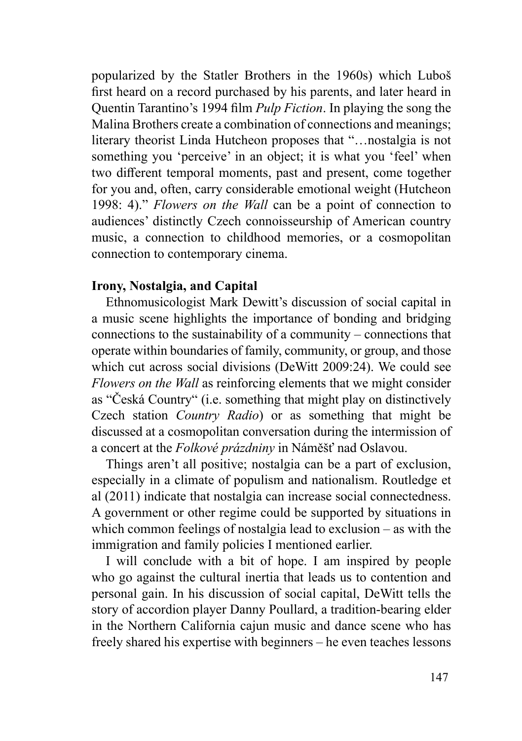popularized by the Statler Brothers in the 1960s) which Luboš first heard on a record purchased by his parents, and later heard in Quentin Tarantino's 1994 film *Pulp Fiction*. In playing the song the Malina Brothers create a combination of connections and meanings; literary theorist Linda Hutcheon proposes that "…nostalgia is not something you 'perceive' in an object; it is what you 'feel' when two different temporal moments, past and present, come together for you and, often, carry considerable emotional weight (Hutcheon 1998: 4)." *Flowers on the Wall* can be a point of connection to audiences' distinctly Czech connoisseurship of American country music, a connection to childhood memories, or a cosmopolitan connection to contemporary cinema.

**Irony, Nostalgia, and Capital**

Ethnomusicologist Mark Dewitt's discussion of social capital in a music scene highlights the importance of bonding and bridging connections to the sustainability of a community – connections that operate within boundaries of family, community, or group, and those which cut across social divisions (DeWitt 2009:24). We could see *Flowers on the Wall* as reinforcing elements that we might consider as "Česká Country" (i.e. something that might play on distinctively Czech station *Country Radio*) or as something that might be discussed at a cosmopolitan conversation during the intermission of a concert at the *Folkové prázdniny* in Náměšť nad Oslavou.

Things aren't all positive; nostalgia can be a part of exclusion, especially in a climate of populism and nationalism. Routledge et al (2011) indicate that nostalgia can increase social connectedness. A government or other regime could be supported by situations in which common feelings of nostalgia lead to exclusion – as with the immigration and family policies I mentioned earlier.

I will conclude with a bit of hope. I am inspired by people who go against the cultural inertia that leads us to contention and personal gain. In his discussion of social capital, DeWitt tells the story of accordion player Danny Poullard, a tradition-bearing elder in the Northern California cajun music and dance scene who has freely shared his expertise with beginners – he even teaches lessons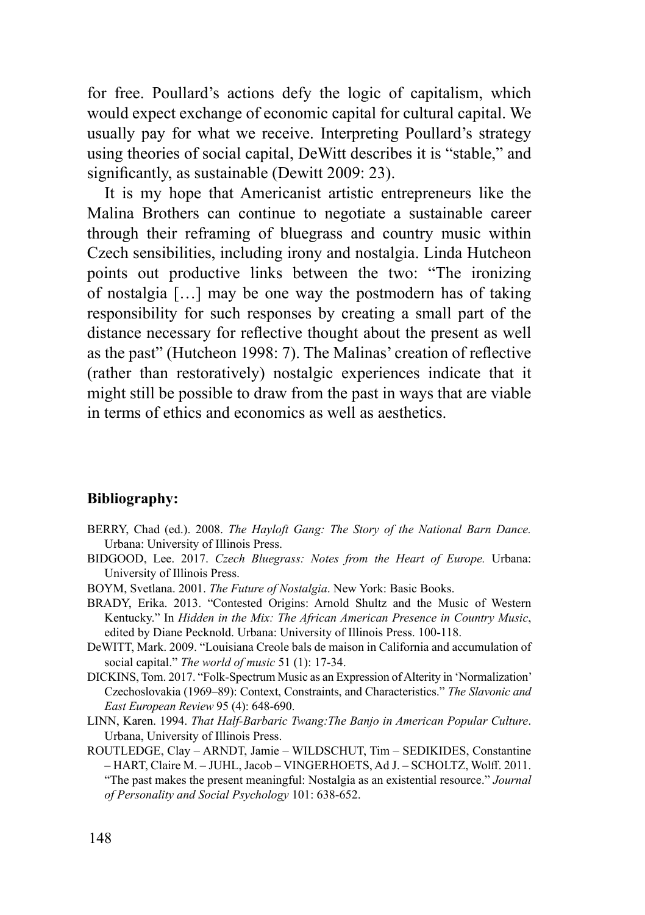for free. Poullard's actions defy the logic of capitalism, which would expect exchange of economic capital for cultural capital. We usually pay for what we receive. Interpreting Poullard's strategy using theories of social capital, DeWitt describes it is "stable," and significantly, as sustainable (Dewitt 2009: 23).

It is my hope that Americanist artistic entrepreneurs like the Malina Brothers can continue to negotiate a sustainable career through their reframing of bluegrass and country music within Czech sensibilities, including irony and nostalgia. Linda Hutcheon points out productive links between the two: "The ironizing of nostalgia […] may be one way the postmodern has of taking responsibility for such responses by creating a small part of the distance necessary for reflective thought about the present as well as the past" (Hutcheon 1998: 7). The Malinas' creation of reflective (rather than restoratively) nostalgic experiences indicate that it might still be possible to draw from the past in ways that are viable in terms of ethics and economics as well as aesthetics.

**Bibliography:**

BERRY, Chad (ed.). 2008. *The Hayloft Gang: The Story of the National Barn Dance.* Urbana: University of Illinois Press.

BIDGOOD, Lee. 2017. *Czech Bluegrass: Notes from the Heart of Europe.* Urbana: University of Illinois Press.

BOYM, Svetlana. 2001. *The Future of Nostalgia*. New York: Basic Books.

BRADY, Erika. 2013. "Contested Origins: Arnold Shultz and the Music of Western Kentucky." In *Hidden in the Mix: The African American Presence in Country Music*, edited by Diane Pecknold. Urbana: University of Illinois Press. 100-118.

DeWITT, Mark. 2009. "Louisiana Creole bals de maison in California and accumulation of social capital." *The world of music* 51 (1): 17-34.

DICKINS, Tom. 2017. "Folk-Spectrum Music as an Expression of Alterity in 'Normalization' Czechoslovakia (1969–89): Context, Constraints, and Characteristics." *The Slavonic and East European Review* 95 (4): 648-690.

LINN, Karen. 1994. *That Half-Barbaric Twang:The Banjo in American Popular Culture*. Urbana, University of Illinois Press.

ROUTLEDGE, Clay – ARNDT, Jamie – WILDSCHUT, Tim – SEDIKIDES, Constantine – HART, Claire M. – JUHL, Jacob – VINGERHOETS, Ad J. – SCHOLTZ, Wolff. 2011. "The past makes the present meaningful: Nostalgia as an existential resource." *Journal of Personality and Social Psychology* 101: 638-652.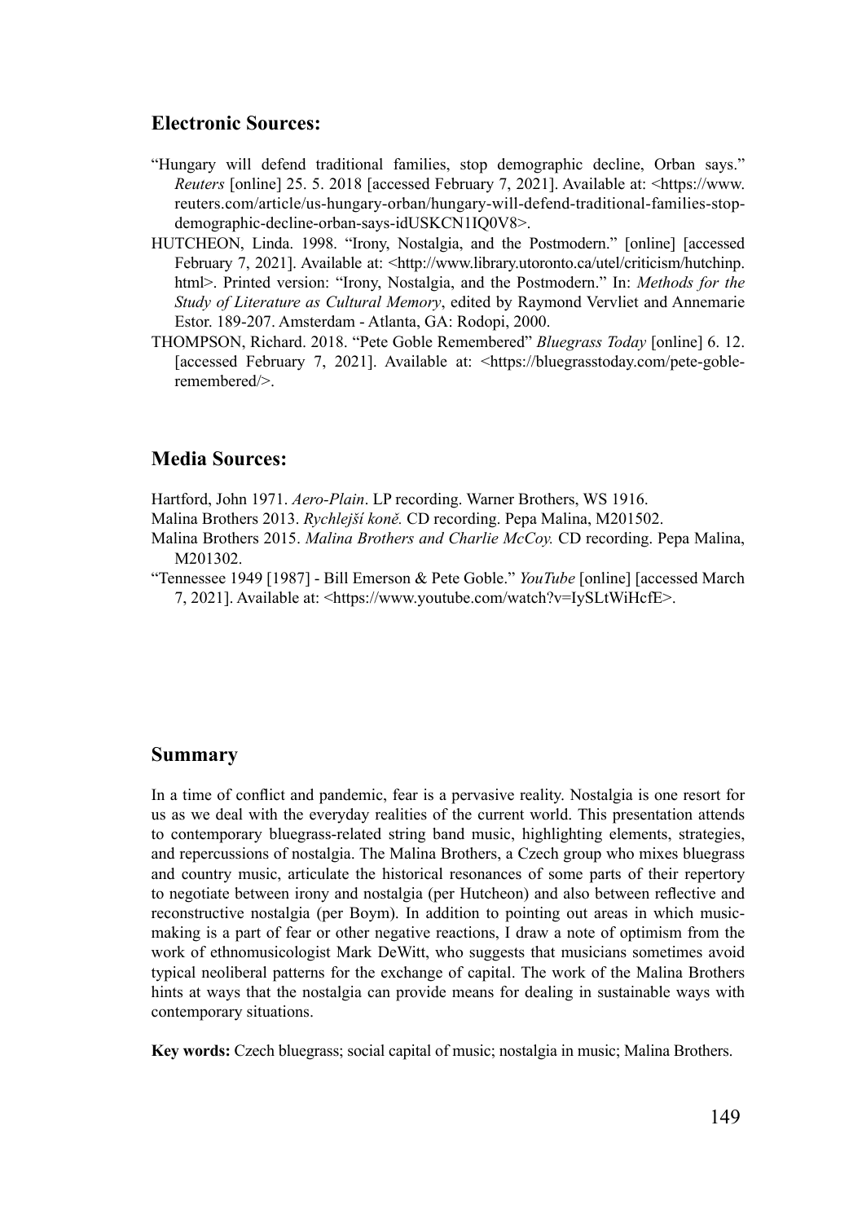## Electronic Sources:

"Hungary will defend traditional families, stop demographic decline, Orban says." *Reuters* [online] 25. 5. 2018 [accessed February 7, 2021]. Available at: <https://www.reuters.com/article/us-hungary-orban/hungary-will-defend-traditional-families-stop-demographic-decline-orban-says-idUSKCN1IQ0V8>.

HUTCHEON, Linda. 1998. "Irony, Nostalgia, and the Postmodern." [online] [accessed February 7, 2021]. Available at: <http://www.library.utoronto.ca/utel/criticism/hutchinp.html>. Printed version: "Irony, Nostalgia, and the Postmodern." In: *Methods for the Study of Literature as Cultural Memory*, edited by Raymond Vervliet and Annemarie Estor. 189-207. Amsterdam - Atlanta, GA: Rodopi, 2000.

THOMPSON, Richard. 2018. "Pete Goble Remembered" *Bluegrass Today* [online] 6. 12. [accessed February 7, 2021]. Available at: <https://bluegrasstoday.com/pete-goble-remembered/>.

## Media Sources:

Hartford, John 1971. *Aero-Plain*. LP recording. Warner Brothers, WS 1916.

Malina Brothers 2013. *Rychlejší koně.* CD recording. Pepa Malina, M201502.

Malina Brothers 2015. *Malina Brothers and Charlie McCoy.* CD recording. Pepa Malina, M201302.

"Tennessee 1949 [1987] - Bill Emerson & Pete Goble." *YouTube* [online] [accessed March 7, 2021]. Available at: <https://www.youtube.com/watch?v=IySLtWiHcfE>.

## Summary

In a time of conflict and pandemic, fear is a pervasive reality. Nostalgia is one resort for us as we deal with the everyday realities of the current world. This presentation attends to contemporary bluegrass-related string band music, highlighting elements, strategies, and repercussions of nostalgia. The Malina Brothers, a Czech group who mixes bluegrass and country music, articulate the historical resonances of some parts of their repertory to negotiate between irony and nostalgia (per Hutcheon) and also between reflective and reconstructive nostalgia (per Boym). In addition to pointing out areas in which music-making is a part of fear or other negative reactions, I draw a note of optimism from the work of ethnomusicologist Mark DeWitt, who suggests that musicians sometimes avoid typical neoliberal patterns for the exchange of capital. The work of the Malina Brothers hints at ways that the nostalgia can provide means for dealing in sustainable ways with contemporary situations.

**Key words:** Czech bluegrass; social capital of music; nostalgia in music; Malina Brothers.